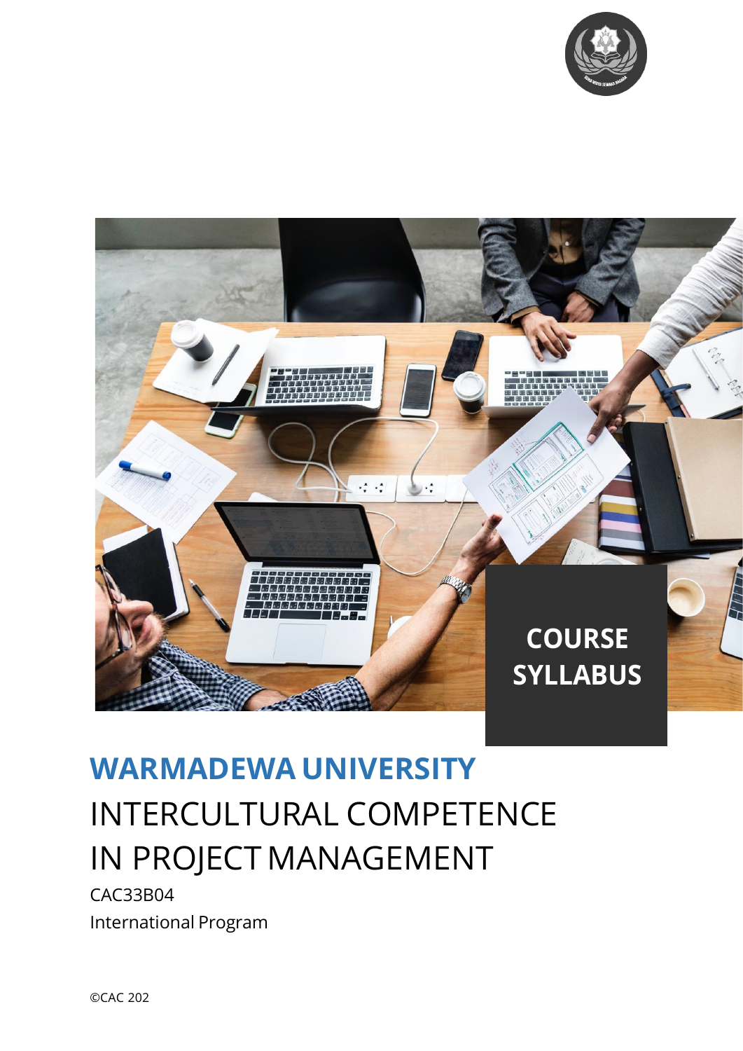**COURSE SYLLABUS**

# WARMADEWA UNIVERSITY

## INTERCULTURAL COMPETENCE IN PROJECT MANAGEMENT

CAC33B04

International Program

©CAC 202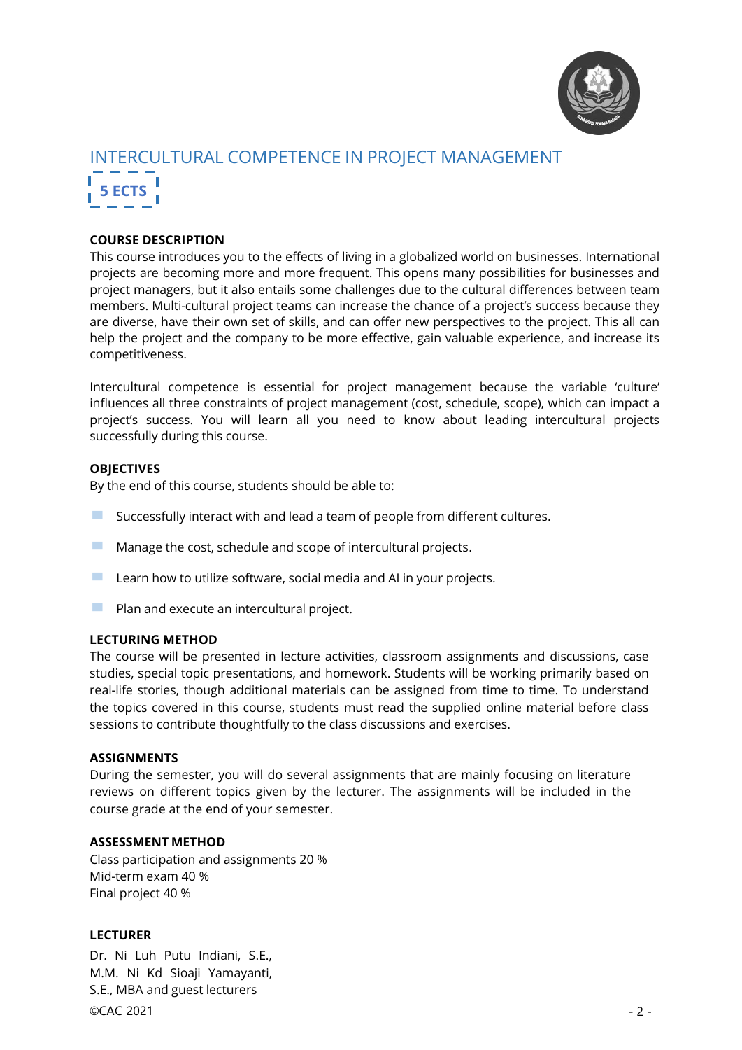# INTERCULTURAL COMPETENCE IN PROJECT MANAGEMENT

**5 ECTS**

**COURSE DESCRIPTION**

This course introduces you to the effects of living in a globalized world on businesses. International projects are becoming more and more frequent. This opens many possibilities for businesses and project managers, but it also entails some challenges due to the cultural differences between team members. Multi-cultural project teams can increase the chance of a project's success because they are diverse, have their own set of skills, and can offer new perspectives to the project. This all can help the project and the company to be more effective, gain valuable experience, and increase its competitiveness.

Intercultural competence is essential for project management because the variable 'culture' influences all three constraints of project management (cost, schedule, scope), which can impact a project's success. You will learn all you need to know about leading intercultural projects successfully during this course.

**OBJECTIVES**

By the end of this course, students should be able to:

- Successfully interact with and lead a team of people from different cultures.
- Manage the cost, schedule and scope of intercultural projects.
- Learn how to utilize software, social media and AI in your projects.
- Plan and execute an intercultural project.

**LECTURING METHOD**

The course will be presented in lecture activities, classroom assignments and discussions, case studies, special topic presentations, and homework. Students will be working primarily based on real-life stories, though additional materials can be assigned from time to time. To understand the topics covered in this course, students must read the supplied online material before class sessions to contribute thoughtfully to the class discussions and exercises.

**ASSIGNMENTS**

During the semester, you will do several assignments that are mainly focusing on literature reviews on different topics given by the lecturer. The assignments will be included in the course grade at the end of your semester.

**ASSESSMENT METHOD**

Class participation and assignments 20 %
Mid-term exam 40 %
Final project 40 %

**LECTURER**

Dr. Ni Luh Putu Indiani, S.E., M.M. Ni Kd Sioaji Yamayanti, S.E., MBA and guest lecturers

©CAC 2021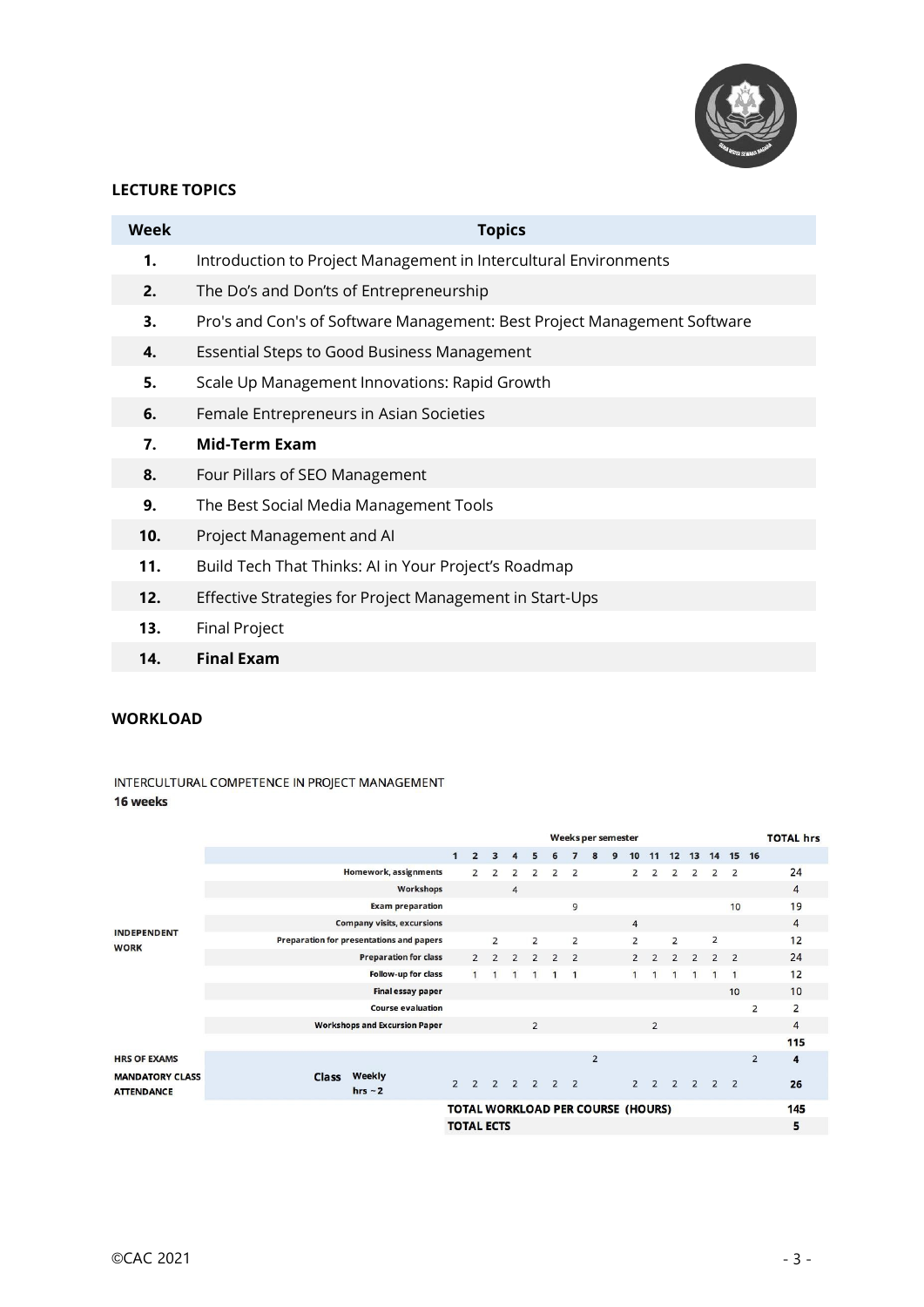## LECTURE TOPICS

| Week | Topics |
|---|---|
| **1.** | Introduction to Project Management in Intercultural Environments |
| **2.** | The Do's and Don'ts of Entrepreneurship |
| **3.** | Pro's and Con's of Software Management: Best Project Management Software |
| **4.** | Essential Steps to Good Business Management |
| **5.** | Scale Up Management Innovations: Rapid Growth |
| **6.** | Female Entrepreneurs in Asian Societies |
| **7.** | **Mid-Term Exam** |
| **8.** | Four Pillars of SEO Management |
| **9.** | The Best Social Media Management Tools |
| **10.** | Project Management and AI |
| **11.** | Build Tech That Thinks: AI in Your Project's Roadmap |
| **12.** | Effective Strategies for Project Management in Start-Ups |
| **13.** | Final Project |
| **14.** | **Final Exam** |

## WORKLOAD

INTERCULTURAL COMPETENCE IN PROJECT MANAGEMENT
**16 weeks**

| | | Weeks per semester | | | | | | | | | | | | | | | | **TOTAL hrs** |
|---|---|---|---|---|---|---|---|---|---|---|---|---|---|---|---|---|---|---|
| | | 1 | 2 | 3 | 4 | 5 | 6 | 7 | 8 | 9 | 10 | 11 | 12 | 13 | 14 | 15 | 16 | |
| **INDEPENDENT WORK** | Homework, assignments | | 2 | 2 | 2 | 2 | 2 | 2 | | | 2 | 2 | 2 | 2 | 2 | 2 | | 24 |
| | Workshops | | | | 4 | | | | | | | | | | | | | 4 |
| | Exam preparation | | | | | | | 9 | | | | | | | | 10 | | 19 |
| | Company visits, excursions | | | | | | | | | | 4 | | | | | | | 4 |
| | Preparation for presentations and papers | | | 2 | | 2 | | 2 | | | 2 | | 2 | | 2 | | | 12 |
| | Preparation for class | | 2 | 2 | 2 | 2 | 2 | 2 | | | 2 | 2 | 2 | 2 | 2 | 2 | | 24 |
| | Follow-up for class | | 1 | 1 | 1 | 1 | 1 | 1 | | | 1 | 1 | 1 | 1 | 1 | 1 | | 12 |
| | Final essay paper | | | | | | | | | | | | | | | 10 | | 10 |
| | Course evaluation | | | | | | | | | | | | | | | | 2 | 2 |
| | Workshops and Excursion Paper | | | | | 2 | | | | | | 2 | | | | | | 4 |
| | | | | | | | | | | | | | | | | | | **115** |
| **HRS OF EXAMS** | | | | | | | | | 2 | | | | | | | | 2 | **4** |
| **MANDATORY CLASS ATTENDANCE** | **Class** Weekly hrs ~2 | 2 | 2 | 2 | 2 | 2 | 2 | 2 | | | 2 | 2 | 2 | 2 | 2 | 2 | | **26** |
| | | **TOTAL WORKLOAD PER COURSE (HOURS)** | | | | | | | | | | | | | | | | **145** |
| | | **TOTAL ECTS** | | | | | | | | | | | | | | | | **5** |

©CAC 2021